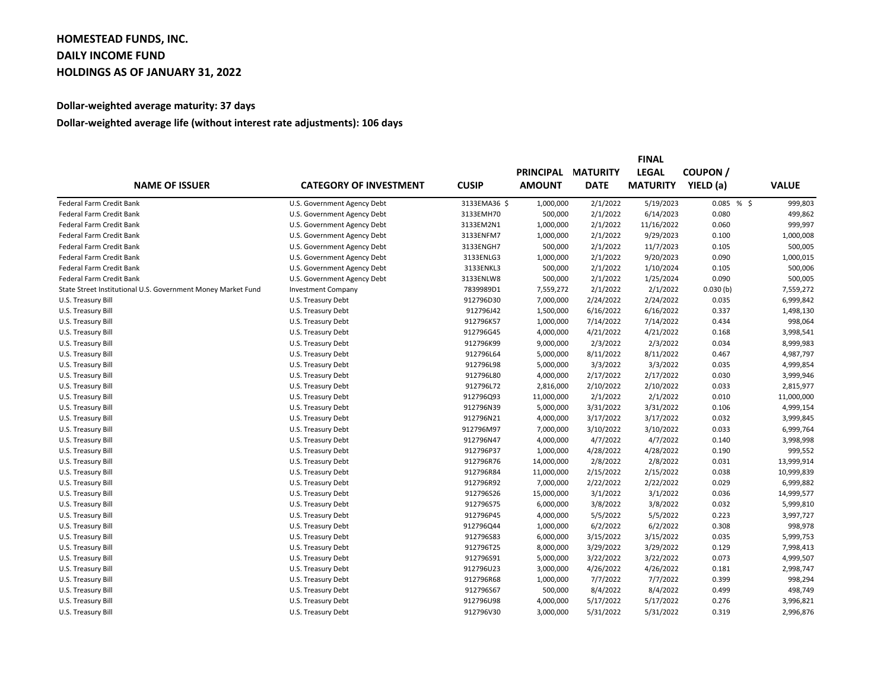# HOMESTEAD FUNDS, INC.
# DAILY INCOME FUND
# HOLDINGS AS OF JANUARY 31, 2022

**Dollar-weighted average maturity: 37 days**

**Dollar-weighted average life (without interest rate adjustments): 106 days**

| NAME OF ISSUER | CATEGORY OF INVESTMENT | CUSIP | PRINCIPAL AMOUNT | MATURITY DATE | FINAL LEGAL MATURITY | COUPON / YIELD (a) | VALUE |
|---|---|---|---|---|---|---|---|
| Federal Farm Credit Bank | U.S. Government Agency Debt | 3133EMA36 | $ 1,000,000 | 2/1/2022 | 5/19/2023 | 0.085 % | $ 999,803 |
| Federal Farm Credit Bank | U.S. Government Agency Debt | 3133EMH70 | 500,000 | 2/1/2022 | 6/14/2023 | 0.080 | 499,862 |
| Federal Farm Credit Bank | U.S. Government Agency Debt | 3133EM2N1 | 1,000,000 | 2/1/2022 | 11/16/2022 | 0.060 | 999,997 |
| Federal Farm Credit Bank | U.S. Government Agency Debt | 3133ENFM7 | 1,000,000 | 2/1/2022 | 9/29/2023 | 0.100 | 1,000,008 |
| Federal Farm Credit Bank | U.S. Government Agency Debt | 3133ENGH7 | 500,000 | 2/1/2022 | 11/7/2023 | 0.105 | 500,005 |
| Federal Farm Credit Bank | U.S. Government Agency Debt | 3133ENLG3 | 1,000,000 | 2/1/2022 | 9/20/2023 | 0.090 | 1,000,015 |
| Federal Farm Credit Bank | U.S. Government Agency Debt | 3133ENKL3 | 500,000 | 2/1/2022 | 1/10/2024 | 0.105 | 500,006 |
| Federal Farm Credit Bank | U.S. Government Agency Debt | 3133ENLW8 | 500,000 | 2/1/2022 | 1/25/2024 | 0.090 | 500,005 |
| State Street Institutional U.S. Government Money Market Fund | Investment Company | 7839989D1 | 7,559,272 | 2/1/2022 | 2/1/2022 | 0.030 (b) | 7,559,272 |
| U.S. Treasury Bill | U.S. Treasury Debt | 912796D30 | 7,000,000 | 2/24/2022 | 2/24/2022 | 0.035 | 6,999,842 |
| U.S. Treasury Bill | U.S. Treasury Debt | 912796J42 | 1,500,000 | 6/16/2022 | 6/16/2022 | 0.337 | 1,498,130 |
| U.S. Treasury Bill | U.S. Treasury Debt | 912796K57 | 1,000,000 | 7/14/2022 | 7/14/2022 | 0.434 | 998,064 |
| U.S. Treasury Bill | U.S. Treasury Debt | 912796G45 | 4,000,000 | 4/21/2022 | 4/21/2022 | 0.168 | 3,998,541 |
| U.S. Treasury Bill | U.S. Treasury Debt | 912796K99 | 9,000,000 | 2/3/2022 | 2/3/2022 | 0.034 | 8,999,983 |
| U.S. Treasury Bill | U.S. Treasury Debt | 912796L64 | 5,000,000 | 8/11/2022 | 8/11/2022 | 0.467 | 4,987,797 |
| U.S. Treasury Bill | U.S. Treasury Debt | 912796L98 | 5,000,000 | 3/3/2022 | 3/3/2022 | 0.035 | 4,999,854 |
| U.S. Treasury Bill | U.S. Treasury Debt | 912796L80 | 4,000,000 | 2/17/2022 | 2/17/2022 | 0.030 | 3,999,946 |
| U.S. Treasury Bill | U.S. Treasury Debt | 912796L72 | 2,816,000 | 2/10/2022 | 2/10/2022 | 0.033 | 2,815,977 |
| U.S. Treasury Bill | U.S. Treasury Debt | 912796Q93 | 11,000,000 | 2/1/2022 | 2/1/2022 | 0.010 | 11,000,000 |
| U.S. Treasury Bill | U.S. Treasury Debt | 912796N39 | 5,000,000 | 3/31/2022 | 3/31/2022 | 0.106 | 4,999,154 |
| U.S. Treasury Bill | U.S. Treasury Debt | 912796N21 | 4,000,000 | 3/17/2022 | 3/17/2022 | 0.032 | 3,999,845 |
| U.S. Treasury Bill | U.S. Treasury Debt | 912796M97 | 7,000,000 | 3/10/2022 | 3/10/2022 | 0.033 | 6,999,764 |
| U.S. Treasury Bill | U.S. Treasury Debt | 912796N47 | 4,000,000 | 4/7/2022 | 4/7/2022 | 0.140 | 3,998,998 |
| U.S. Treasury Bill | U.S. Treasury Debt | 912796P37 | 1,000,000 | 4/28/2022 | 4/28/2022 | 0.190 | 999,552 |
| U.S. Treasury Bill | U.S. Treasury Debt | 912796R76 | 14,000,000 | 2/8/2022 | 2/8/2022 | 0.031 | 13,999,914 |
| U.S. Treasury Bill | U.S. Treasury Debt | 912796R84 | 11,000,000 | 2/15/2022 | 2/15/2022 | 0.038 | 10,999,839 |
| U.S. Treasury Bill | U.S. Treasury Debt | 912796R92 | 7,000,000 | 2/22/2022 | 2/22/2022 | 0.029 | 6,999,882 |
| U.S. Treasury Bill | U.S. Treasury Debt | 912796S26 | 15,000,000 | 3/1/2022 | 3/1/2022 | 0.036 | 14,999,577 |
| U.S. Treasury Bill | U.S. Treasury Debt | 912796S75 | 6,000,000 | 3/8/2022 | 3/8/2022 | 0.032 | 5,999,810 |
| U.S. Treasury Bill | U.S. Treasury Debt | 912796P45 | 4,000,000 | 5/5/2022 | 5/5/2022 | 0.223 | 3,997,727 |
| U.S. Treasury Bill | U.S. Treasury Debt | 912796Q44 | 1,000,000 | 6/2/2022 | 6/2/2022 | 0.308 | 998,978 |
| U.S. Treasury Bill | U.S. Treasury Debt | 912796S83 | 6,000,000 | 3/15/2022 | 3/15/2022 | 0.035 | 5,999,753 |
| U.S. Treasury Bill | U.S. Treasury Debt | 912796T25 | 8,000,000 | 3/29/2022 | 3/29/2022 | 0.129 | 7,998,413 |
| U.S. Treasury Bill | U.S. Treasury Debt | 912796S91 | 5,000,000 | 3/22/2022 | 3/22/2022 | 0.073 | 4,999,507 |
| U.S. Treasury Bill | U.S. Treasury Debt | 912796U23 | 3,000,000 | 4/26/2022 | 4/26/2022 | 0.181 | 2,998,747 |
| U.S. Treasury Bill | U.S. Treasury Debt | 912796R68 | 1,000,000 | 7/7/2022 | 7/7/2022 | 0.399 | 998,294 |
| U.S. Treasury Bill | U.S. Treasury Debt | 912796S67 | 500,000 | 8/4/2022 | 8/4/2022 | 0.499 | 498,749 |
| U.S. Treasury Bill | U.S. Treasury Debt | 912796U98 | 4,000,000 | 5/17/2022 | 5/17/2022 | 0.276 | 3,996,821 |
| U.S. Treasury Bill | U.S. Treasury Debt | 912796V30 | 3,000,000 | 5/31/2022 | 5/31/2022 | 0.319 | 2,996,876 |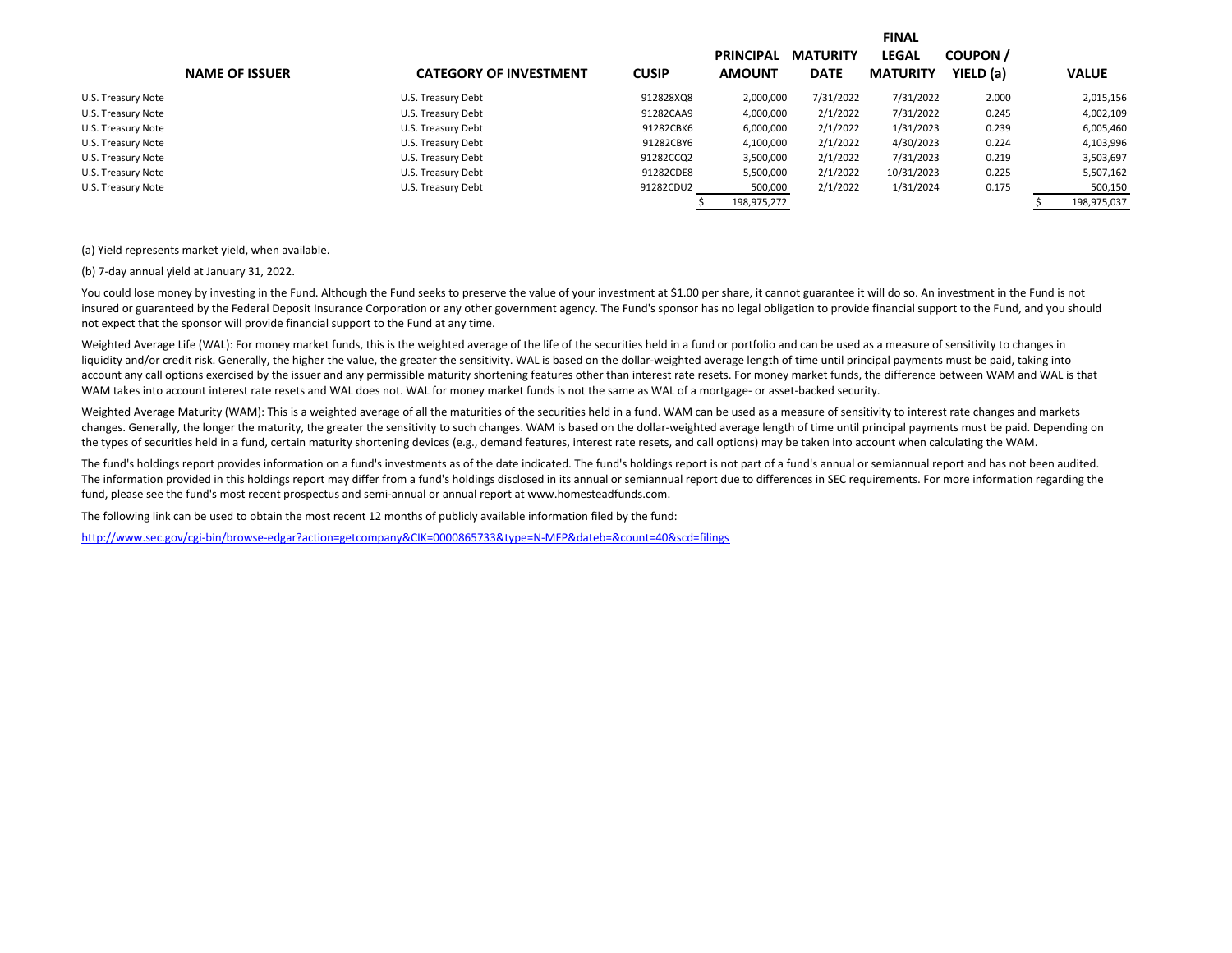| NAME OF ISSUER | CATEGORY OF INVESTMENT | CUSIP | PRINCIPAL AMOUNT | MATURITY DATE | FINAL LEGAL MATURITY | COUPON / YIELD (a) | VALUE |
|---|---|---|---|---|---|---|---|
| U.S. Treasury Note | U.S. Treasury Debt | 912828XQ8 | 2,000,000 | 7/31/2022 | 7/31/2022 | 2.000 | 2,015,156 |
| U.S. Treasury Note | U.S. Treasury Debt | 91282CAA9 | 4,000,000 | 2/1/2022 | 7/31/2022 | 0.245 | 4,002,109 |
| U.S. Treasury Note | U.S. Treasury Debt | 91282CBK6 | 6,000,000 | 2/1/2022 | 1/31/2023 | 0.239 | 6,005,460 |
| U.S. Treasury Note | U.S. Treasury Debt | 91282CBY6 | 4,100,000 | 2/1/2022 | 4/30/2023 | 0.224 | 4,103,996 |
| U.S. Treasury Note | U.S. Treasury Debt | 91282CCQ2 | 3,500,000 | 2/1/2022 | 7/31/2023 | 0.219 | 3,503,697 |
| U.S. Treasury Note | U.S. Treasury Debt | 91282CDE8 | 5,500,000 | 2/1/2022 | 10/31/2023 | 0.225 | 5,507,162 |
| U.S. Treasury Note | U.S. Treasury Debt | 91282CDU2 | 500,000 | 2/1/2022 | 1/31/2024 | 0.175 | 500,150 |
| | | | $ 198,975,272 | | | | $ 198,975,037 |

(a) Yield represents market yield, when available.

(b) 7-day annual yield at January 31, 2022.

You could lose money by investing in the Fund. Although the Fund seeks to preserve the value of your investment at $1.00 per share, it cannot guarantee it will do so. An investment in the Fund is not insured or guaranteed by the Federal Deposit Insurance Corporation or any other government agency. The Fund's sponsor has no legal obligation to provide financial support to the Fund, and you should not expect that the sponsor will provide financial support to the Fund at any time.

Weighted Average Life (WAL): For money market funds, this is the weighted average of the life of the securities held in a fund or portfolio and can be used as a measure of sensitivity to changes in liquidity and/or credit risk. Generally, the higher the value, the greater the sensitivity. WAL is based on the dollar-weighted average length of time until principal payments must be paid, taking into account any call options exercised by the issuer and any permissible maturity shortening features other than interest rate resets. For money market funds, the difference between WAM and WAL is that WAM takes into account interest rate resets and WAL does not. WAL for money market funds is not the same as WAL of a mortgage- or asset-backed security.

Weighted Average Maturity (WAM): This is a weighted average of all the maturities of the securities held in a fund. WAM can be used as a measure of sensitivity to interest rate changes and markets changes. Generally, the longer the maturity, the greater the sensitivity to such changes. WAM is based on the dollar-weighted average length of time until principal payments must be paid. Depending on the types of securities held in a fund, certain maturity shortening devices (e.g., demand features, interest rate resets, and call options) may be taken into account when calculating the WAM.

The fund's holdings report provides information on a fund's investments as of the date indicated. The fund's holdings report is not part of a fund's annual or semiannual report and has not been audited. The information provided in this holdings report may differ from a fund's holdings disclosed in its annual or semiannual report due to differences in SEC requirements. For more information regarding the fund, please see the fund's most recent prospectus and semi-annual or annual report at www.homesteadfunds.com.

The following link can be used to obtain the most recent 12 months of publicly available information filed by the fund:

http://www.sec.gov/cgi-bin/browse-edgar?action=getcompany&CIK=0000865733&type=N-MFP&dateb=&count=40&scd=filings